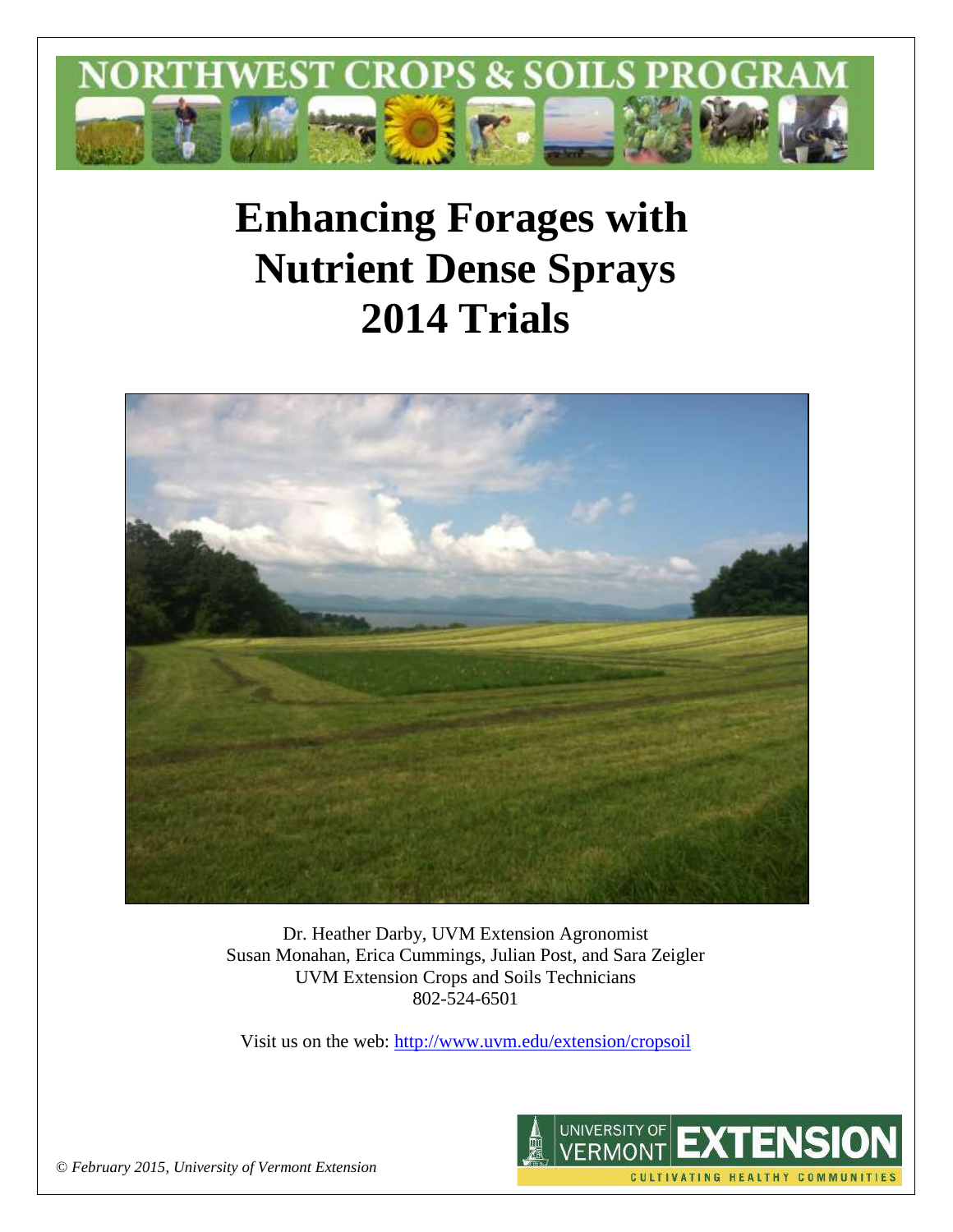NORTHWEST CROPS & SOILS PROGRAM

# Enhancing Forages with Nutrient Dense Sprays 2014 Trials

Dr. Heather Darby, UVM Extension Agronomist
Susan Monahan, Erica Cummings, Julian Post, and Sara Zeigler
UVM Extension Crops and Soils Technicians
802-524-6501

Visit us on the web: http://www.uvm.edu/extension/cropsoil

*© February 2015, University of Vermont Extension*

UNIVERSITY OF VERMONT EXTENSION
CULTIVATING HEALTHY COMMUNITIES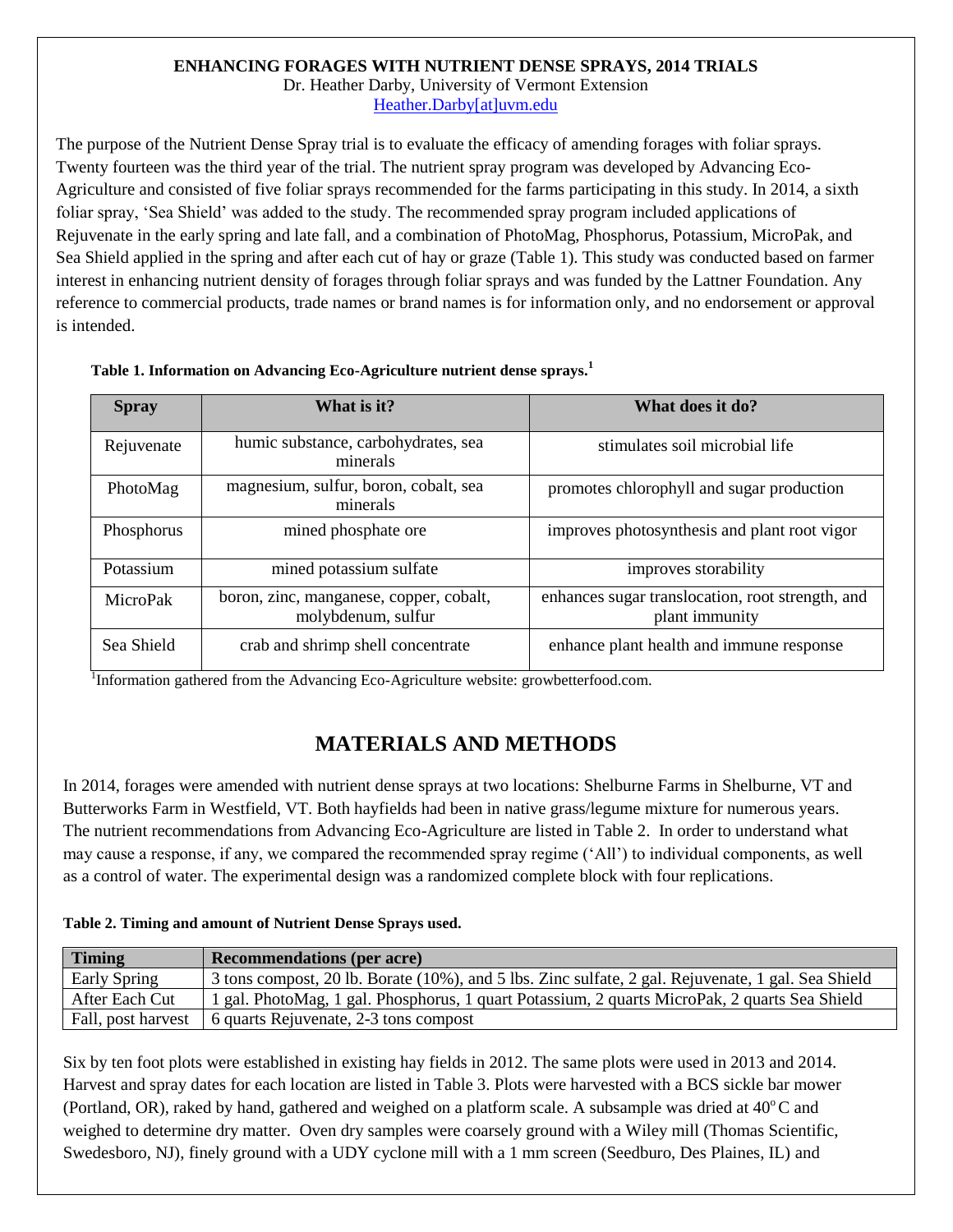**ENHANCING FORAGES WITH NUTRIENT DENSE SPRAYS, 2014 TRIALS**

Dr. Heather Darby, University of Vermont Extension

Heather.Darby[at]uvm.edu

The purpose of the Nutrient Dense Spray trial is to evaluate the efficacy of amending forages with foliar sprays. Twenty fourteen was the third year of the trial. The nutrient spray program was developed by Advancing Eco-Agriculture and consisted of five foliar sprays recommended for the farms participating in this study. In 2014, a sixth foliar spray, 'Sea Shield' was added to the study. The recommended spray program included applications of Rejuvenate in the early spring and late fall, and a combination of PhotoMag, Phosphorus, Potassium, MicroPak, and Sea Shield applied in the spring and after each cut of hay or graze (Table 1). This study was conducted based on farmer interest in enhancing nutrient density of forages through foliar sprays and was funded by the Lattner Foundation. Any reference to commercial products, trade names or brand names is for information only, and no endorsement or approval is intended.

**Table 1. Information on Advancing Eco-Agriculture nutrient dense sprays.[1]**

| Spray | What is it? | What does it do? |
|---|---|---|
| Rejuvenate | humic substance, carbohydrates, sea minerals | stimulates soil microbial life |
| PhotoMag | magnesium, sulfur, boron, cobalt, sea minerals | promotes chlorophyll and sugar production |
| Phosphorus | mined phosphate ore | improves photosynthesis and plant root vigor |
| Potassium | mined potassium sulfate | improves storability |
| MicroPak | boron, zinc, manganese, copper, cobalt, molybdenum, sulfur | enhances sugar translocation, root strength, and plant immunity |
| Sea Shield | crab and shrimp shell concentrate | enhance plant health and immune response |

[1]Information gathered from the Advancing Eco-Agriculture website: growbetterfood.com.

# MATERIALS AND METHODS

In 2014, forages were amended with nutrient dense sprays at two locations: Shelburne Farms in Shelburne, VT and Butterworks Farm in Westfield, VT. Both hayfields had been in native grass/legume mixture for numerous years. The nutrient recommendations from Advancing Eco-Agriculture are listed in Table 2. In order to understand what may cause a response, if any, we compared the recommended spray regime ('All') to individual components, as well as a control of water. The experimental design was a randomized complete block with four replications.

**Table 2. Timing and amount of Nutrient Dense Sprays used.**

| Timing | Recommendations (per acre) |
|---|---|
| Early Spring | 3 tons compost, 20 lb. Borate (10%), and 5 lbs. Zinc sulfate, 2 gal. Rejuvenate, 1 gal. Sea Shield |
| After Each Cut | 1 gal. PhotoMag, 1 gal. Phosphorus, 1 quart Potassium, 2 quarts MicroPak, 2 quarts Sea Shield |
| Fall, post harvest | 6 quarts Rejuvenate, 2-3 tons compost |

Six by ten foot plots were established in existing hay fields in 2012. The same plots were used in 2013 and 2014. Harvest and spray dates for each location are listed in Table 3. Plots were harvested with a BCS sickle bar mower (Portland, OR), raked by hand, gathered and weighed on a platform scale. A subsample was dried at 40$^{o}$C and weighed to determine dry matter. Oven dry samples were coarsely ground with a Wiley mill (Thomas Scientific, Swedesboro, NJ), finely ground with a UDY cyclone mill with a 1 mm screen (Seedburo, Des Plaines, IL) and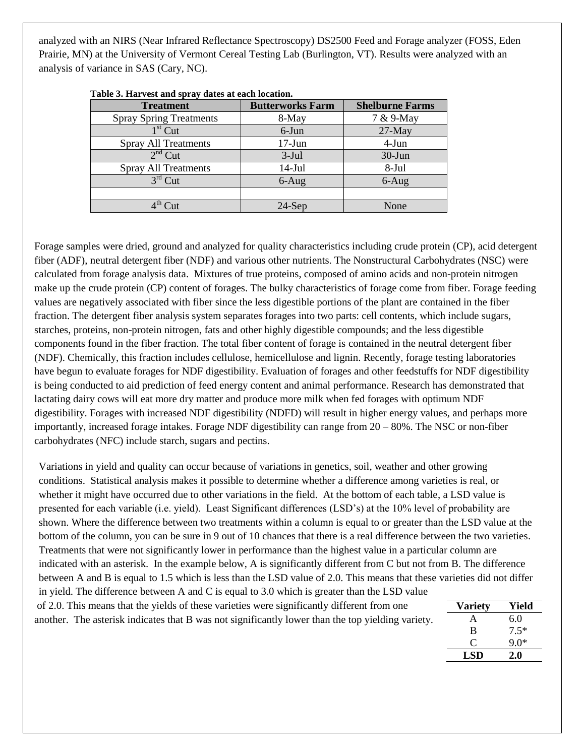analyzed with an NIRS (Near Infrared Reflectance Spectroscopy) DS2500 Feed and Forage analyzer (FOSS, Eden Prairie, MN) at the University of Vermont Cereal Testing Lab (Burlington, VT). Results were analyzed with an analysis of variance in SAS (Cary, NC).

**Table 3. Harvest and spray dates at each location.**

| Treatment | Butterworks Farm | Shelburne Farms |
|---|---|---|
| Spray Spring Treatments | 8-May | 7 & 9-May |
| 1st Cut | 6-Jun | 27-May |
| Spray All Treatments | 17-Jun | 4-Jun |
| 2nd Cut | 3-Jul | 30-Jun |
| Spray All Treatments | 14-Jul | 8-Jul |
| 3rd Cut | 6-Aug | 6-Aug |
| | | |
| 4th Cut | 24-Sep | None |

Forage samples were dried, ground and analyzed for quality characteristics including crude protein (CP), acid detergent fiber (ADF), neutral detergent fiber (NDF) and various other nutrients. The Nonstructural Carbohydrates (NSC) were calculated from forage analysis data. Mixtures of true proteins, composed of amino acids and non-protein nitrogen make up the crude protein (CP) content of forages. The bulky characteristics of forage come from fiber. Forage feeding values are negatively associated with fiber since the less digestible portions of the plant are contained in the fiber fraction. The detergent fiber analysis system separates forages into two parts: cell contents, which include sugars, starches, proteins, non-protein nitrogen, fats and other highly digestible compounds; and the less digestible components found in the fiber fraction. The total fiber content of forage is contained in the neutral detergent fiber (NDF). Chemically, this fraction includes cellulose, hemicellulose and lignin. Recently, forage testing laboratories have begun to evaluate forages for NDF digestibility. Evaluation of forages and other feedstuffs for NDF digestibility is being conducted to aid prediction of feed energy content and animal performance. Research has demonstrated that lactating dairy cows will eat more dry matter and produce more milk when fed forages with optimum NDF digestibility. Forages with increased NDF digestibility (NDFD) will result in higher energy values, and perhaps more importantly, increased forage intakes. Forage NDF digestibility can range from 20 – 80%. The NSC or non-fiber carbohydrates (NFC) include starch, sugars and pectins.

Variations in yield and quality can occur because of variations in genetics, soil, weather and other growing conditions. Statistical analysis makes it possible to determine whether a difference among varieties is real, or whether it might have occurred due to other variations in the field. At the bottom of each table, a LSD value is presented for each variable (i.e. yield). Least Significant differences (LSD's) at the 10% level of probability are shown. Where the difference between two treatments within a column is equal to or greater than the LSD value at the bottom of the column, you can be sure in 9 out of 10 chances that there is a real difference between the two varieties. Treatments that were not significantly lower in performance than the highest value in a particular column are indicated with an asterisk. In the example below, A is significantly different from C but not from B. The difference between A and B is equal to 1.5 which is less than the LSD value of 2.0. This means that these varieties did not differ in yield. The difference between A and C is equal to 3.0 which is greater than the LSD value of 2.0. This means that the yields of these varieties were significantly different from one another. The asterisk indicates that B was not significantly lower than the top yielding variety.

| Variety | Yield |
|---|---|
| A | 6.0 |
| B | 7.5* |
| C | 9.0* |
| **LSD** | **2.0** |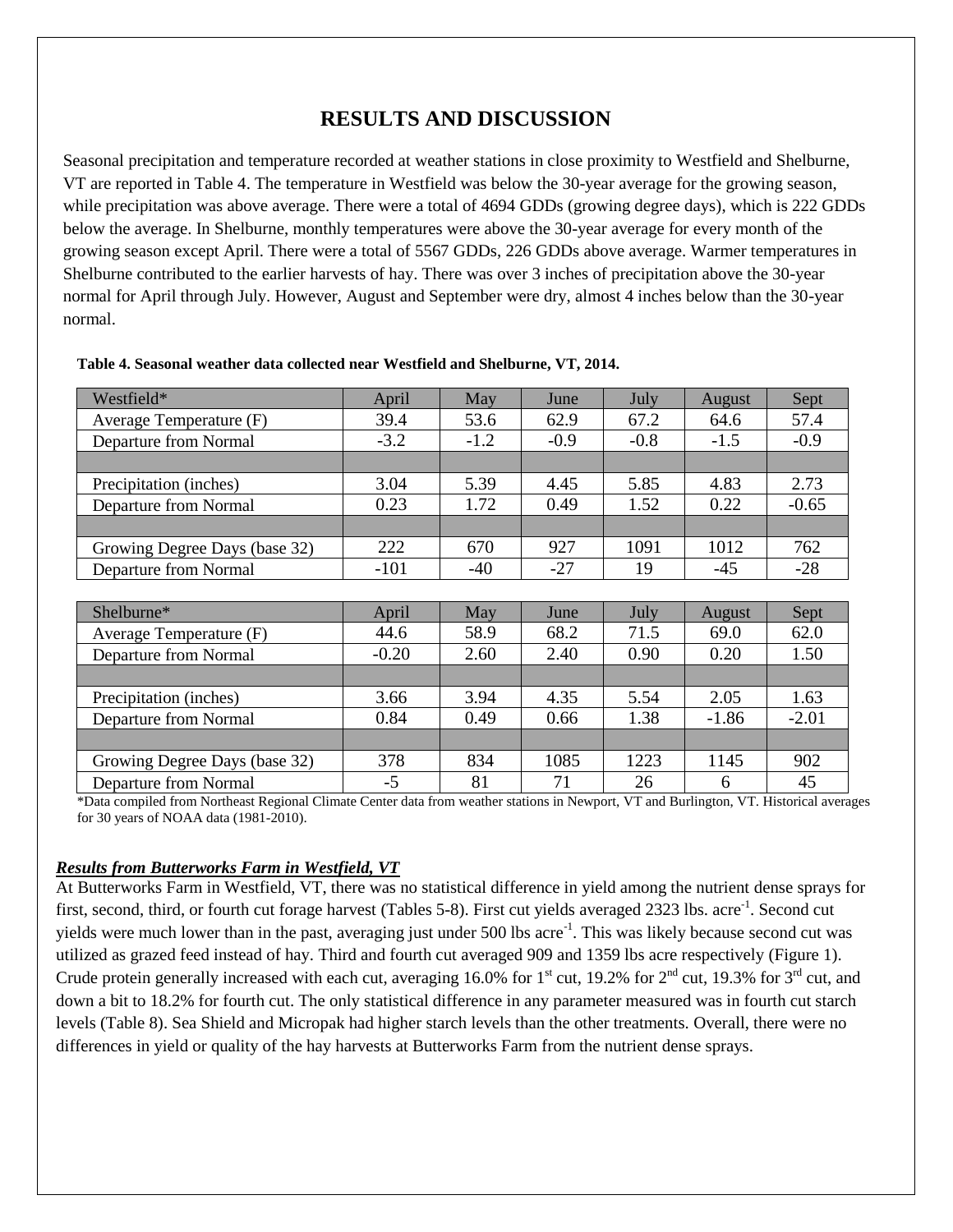# RESULTS AND DISCUSSION

Seasonal precipitation and temperature recorded at weather stations in close proximity to Westfield and Shelburne, VT are reported in Table 4. The temperature in Westfield was below the 30-year average for the growing season, while precipitation was above average. There were a total of 4694 GDDs (growing degree days), which is 222 GDDs below the average. In Shelburne, monthly temperatures were above the 30-year average for every month of the growing season except April. There were a total of 5567 GDDs, 226 GDDs above average. Warmer temperatures in Shelburne contributed to the earlier harvests of hay. There was over 3 inches of precipitation above the 30-year normal for April through July. However, August and September were dry, almost 4 inches below than the 30-year normal.

**Table 4. Seasonal weather data collected near Westfield and Shelburne, VT, 2014.**

| Westfield* | April | May | June | July | August | Sept |
|---|---|---|---|---|---|---|
| Average Temperature (F) | 39.4 | 53.6 | 62.9 | 67.2 | 64.6 | 57.4 |
| Departure from Normal | -3.2 | -1.2 | -0.9 | -0.8 | -1.5 | -0.9 |
| | | | | | | |
| Precipitation (inches) | 3.04 | 5.39 | 4.45 | 5.85 | 4.83 | 2.73 |
| Departure from Normal | 0.23 | 1.72 | 0.49 | 1.52 | 0.22 | -0.65 |
| | | | | | | |
| Growing Degree Days (base 32) | 222 | 670 | 927 | 1091 | 1012 | 762 |
| Departure from Normal | -101 | -40 | -27 | 19 | -45 | -28 |

| Shelburne* | April | May | June | July | August | Sept |
|---|---|---|---|---|---|---|
| Average Temperature (F) | 44.6 | 58.9 | 68.2 | 71.5 | 69.0 | 62.0 |
| Departure from Normal | -0.20 | 2.60 | 2.40 | 0.90 | 0.20 | 1.50 |
| | | | | | | |
| Precipitation (inches) | 3.66 | 3.94 | 4.35 | 5.54 | 2.05 | 1.63 |
| Departure from Normal | 0.84 | 0.49 | 0.66 | 1.38 | -1.86 | -2.01 |
| | | | | | | |
| Growing Degree Days (base 32) | 378 | 834 | 1085 | 1223 | 1145 | 902 |
| Departure from Normal | -5 | 81 | 71 | 26 | 6 | 45 |

*Data compiled from Northeast Regional Climate Center data from weather stations in Newport, VT and Burlington, VT. Historical averages for 30 years of NOAA data (1981-2010).

***Results from Butterworks Farm in Westfield, VT***

At Butterworks Farm in Westfield, VT, there was no statistical difference in yield among the nutrient dense sprays for first, second, third, or fourth cut forage harvest (Tables 5-8). First cut yields averaged 2323 lbs. $acre^{-1}$. Second cut yields were much lower than in the past, averaging just under 500 lbs $acre^{-1}$. This was likely because second cut was utilized as grazed feed instead of hay. Third and fourth cut averaged 909 and 1359 lbs acre respectively (Figure 1). Crude protein generally increased with each cut, averaging 16.0% for 1st cut, 19.2% for 2nd cut, 19.3% for 3rd cut, and down a bit to 18.2% for fourth cut. The only statistical difference in any parameter measured was in fourth cut starch levels (Table 8). Sea Shield and Micropak had higher starch levels than the other treatments. Overall, there were no differences in yield or quality of the hay harvests at Butterworks Farm from the nutrient dense sprays.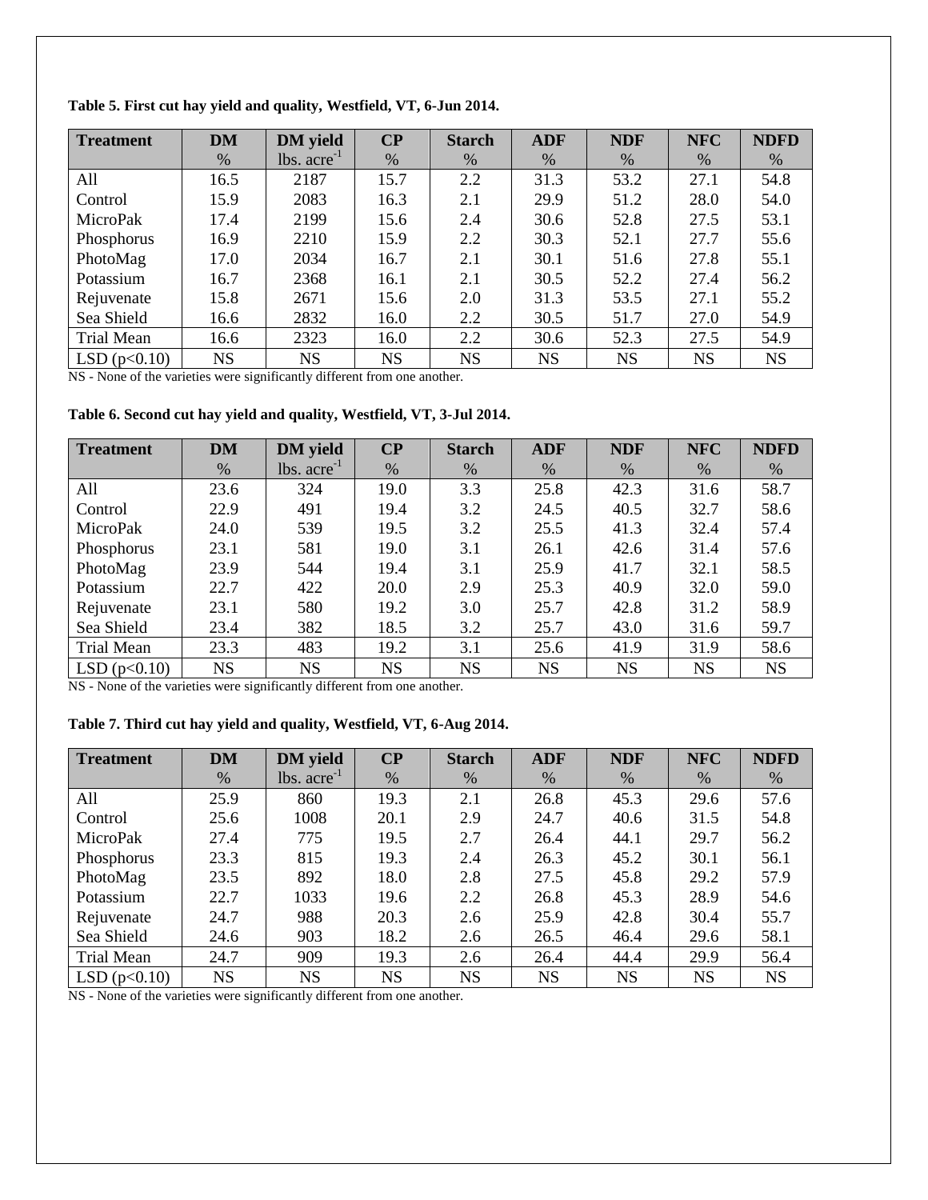**Table 5. First cut hay yield and quality, Westfield, VT, 6-Jun 2014.**

| Treatment | DM | DM yield | CP | Starch | ADF | NDF | NFC | NDFD |
|---|---|---|---|---|---|---|---|---|
| | % | lbs. acre$^{-1}$ | % | % | % | % | % | % |
| All | 16.5 | 2187 | 15.7 | 2.2 | 31.3 | 53.2 | 27.1 | 54.8 |
| Control | 15.9 | 2083 | 16.3 | 2.1 | 29.9 | 51.2 | 28.0 | 54.0 |
| MicroPak | 17.4 | 2199 | 15.6 | 2.4 | 30.6 | 52.8 | 27.5 | 53.1 |
| Phosphorus | 16.9 | 2210 | 15.9 | 2.2 | 30.3 | 52.1 | 27.7 | 55.6 |
| PhotoMag | 17.0 | 2034 | 16.7 | 2.1 | 30.1 | 51.6 | 27.8 | 55.1 |
| Potassium | 16.7 | 2368 | 16.1 | 2.1 | 30.5 | 52.2 | 27.4 | 56.2 |
| Rejuvenate | 15.8 | 2671 | 15.6 | 2.0 | 31.3 | 53.5 | 27.1 | 55.2 |
| Sea Shield | 16.6 | 2832 | 16.0 | 2.2 | 30.5 | 51.7 | 27.0 | 54.9 |
| Trial Mean | 16.6 | 2323 | 16.0 | 2.2 | 30.6 | 52.3 | 27.5 | 54.9 |
| LSD ($p<0.10$) | NS | NS | NS | NS | NS | NS | NS | NS |

NS - None of the varieties were significantly different from one another.

**Table 6. Second cut hay yield and quality, Westfield, VT, 3-Jul 2014.**

| Treatment | DM | DM yield | CP | Starch | ADF | NDF | NFC | NDFD |
|---|---|---|---|---|---|---|---|---|
| | % | lbs. acre$^{-1}$ | % | % | % | % | % | % |
| All | 23.6 | 324 | 19.0 | 3.3 | 25.8 | 42.3 | 31.6 | 58.7 |
| Control | 22.9 | 491 | 19.4 | 3.2 | 24.5 | 40.5 | 32.7 | 58.6 |
| MicroPak | 24.0 | 539 | 19.5 | 3.2 | 25.5 | 41.3 | 32.4 | 57.4 |
| Phosphorus | 23.1 | 581 | 19.0 | 3.1 | 26.1 | 42.6 | 31.4 | 57.6 |
| PhotoMag | 23.9 | 544 | 19.4 | 3.1 | 25.9 | 41.7 | 32.1 | 58.5 |
| Potassium | 22.7 | 422 | 20.0 | 2.9 | 25.3 | 40.9 | 32.0 | 59.0 |
| Rejuvenate | 23.1 | 580 | 19.2 | 3.0 | 25.7 | 42.8 | 31.2 | 58.9 |
| Sea Shield | 23.4 | 382 | 18.5 | 3.2 | 25.7 | 43.0 | 31.6 | 59.7 |
| Trial Mean | 23.3 | 483 | 19.2 | 3.1 | 25.6 | 41.9 | 31.9 | 58.6 |
| LSD ($p<0.10$) | NS | NS | NS | NS | NS | NS | NS | NS |

NS - None of the varieties were significantly different from one another.

**Table 7. Third cut hay yield and quality, Westfield, VT, 6-Aug 2014.**

| Treatment | DM | DM yield | CP | Starch | ADF | NDF | NFC | NDFD |
|---|---|---|---|---|---|---|---|---|
| | % | lbs. acre$^{-1}$ | % | % | % | % | % | % |
| All | 25.9 | 860 | 19.3 | 2.1 | 26.8 | 45.3 | 29.6 | 57.6 |
| Control | 25.6 | 1008 | 20.1 | 2.9 | 24.7 | 40.6 | 31.5 | 54.8 |
| MicroPak | 27.4 | 775 | 19.5 | 2.7 | 26.4 | 44.1 | 29.7 | 56.2 |
| Phosphorus | 23.3 | 815 | 19.3 | 2.4 | 26.3 | 45.2 | 30.1 | 56.1 |
| PhotoMag | 23.5 | 892 | 18.0 | 2.8 | 27.5 | 45.8 | 29.2 | 57.9 |
| Potassium | 22.7 | 1033 | 19.6 | 2.2 | 26.8 | 45.3 | 28.9 | 54.6 |
| Rejuvenate | 24.7 | 988 | 20.3 | 2.6 | 25.9 | 42.8 | 30.4 | 55.7 |
| Sea Shield | 24.6 | 903 | 18.2 | 2.6 | 26.5 | 46.4 | 29.6 | 58.1 |
| Trial Mean | 24.7 | 909 | 19.3 | 2.6 | 26.4 | 44.4 | 29.9 | 56.4 |
| LSD ($p<0.10$) | NS | NS | NS | NS | NS | NS | NS | NS |

NS - None of the varieties were significantly different from one another.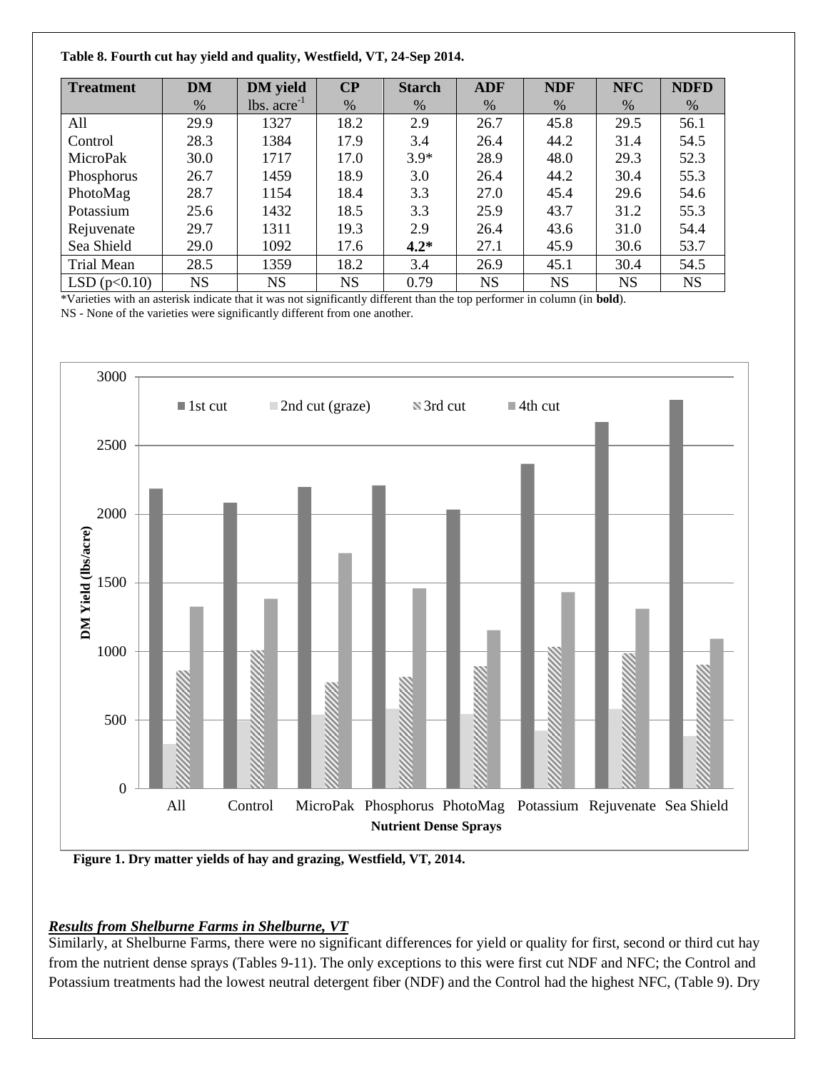**Table 8. Fourth cut hay yield and quality, Westfield, VT, 24-Sep 2014.**

| Treatment | DM | DM yield | CP | Starch | ADF | NDF | NFC | NDFD |
|---|---|---|---|---|---|---|---|---|
| | % | lbs. acre$^{-1}$ | % | % | % | % | % | % |
| All | 29.9 | 1327 | 18.2 | 2.9 | 26.7 | 45.8 | 29.5 | 56.1 |
| Control | 28.3 | 1384 | 17.9 | 3.4 | 26.4 | 44.2 | 31.4 | 54.5 |
| MicroPak | 30.0 | 1717 | 17.0 | 3.9* | 28.9 | 48.0 | 29.3 | 52.3 |
| Phosphorus | 26.7 | 1459 | 18.9 | 3.0 | 26.4 | 44.2 | 30.4 | 55.3 |
| PhotoMag | 28.7 | 1154 | 18.4 | 3.3 | 27.0 | 45.4 | 29.6 | 54.6 |
| Potassium | 25.6 | 1432 | 18.5 | 3.3 | 25.9 | 43.7 | 31.2 | 55.3 |
| Rejuvenate | 29.7 | 1311 | 19.3 | 2.9 | 26.4 | 43.6 | 31.0 | 54.4 |
| Sea Shield | 29.0 | 1092 | 17.6 | **4.2*** | 27.1 | 45.9 | 30.6 | 53.7 |
| Trial Mean | 28.5 | 1359 | 18.2 | 3.4 | 26.9 | 45.1 | 30.4 | 54.5 |
| LSD ($p$<0.10) | NS | NS | NS | 0.79 | NS | NS | NS | NS |

*Varieties with an asterisk indicate that it was not significantly different than the top performer in column (in **bold**).
NS - None of the varieties were significantly different from one another.

3000
2500
2000
1500
1000
500
0

1st cut
2nd cut (graze)
3rd cut
4th cut

DM Yield (lbs/acre)

All
Control
MicroPak
Phosphorus
PhotoMag
Potassium
Rejuvenate
Sea Shield

Nutrient Dense Sprays

**Figure 1. Dry matter yields of hay and grazing, Westfield, VT, 2014.**

***Results from Shelburne Farms in Shelburne, VT***

Similarly, at Shelburne Farms, there were no significant differences for yield or quality for first, second or third cut hay from the nutrient dense sprays (Tables 9-11). The only exceptions to this were first cut NDF and NFC; the Control and Potassium treatments had the lowest neutral detergent fiber (NDF) and the Control had the highest NFC, (Table 9). Dry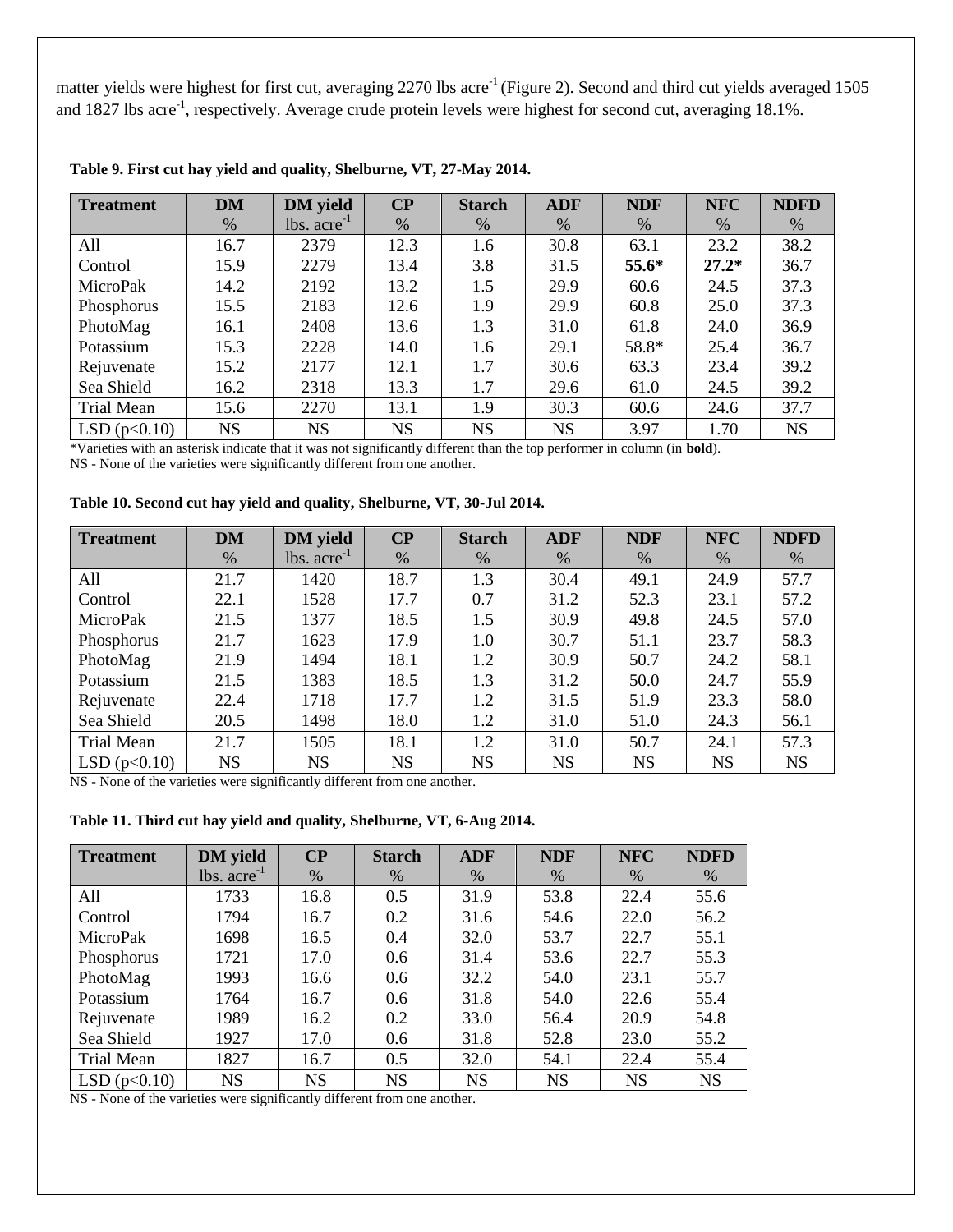matter yields were highest for first cut, averaging 2270 lbs acre$^{-1}$ (Figure 2). Second and third cut yields averaged 1505 and 1827 lbs acre$^{-1}$, respectively. Average crude protein levels were highest for second cut, averaging 18.1%.

**Table 9. First cut hay yield and quality, Shelburne, VT, 27-May 2014.**

| Treatment | DM % | DM yield lbs. acre$^{-1}$ | CP % | Starch % | ADF % | NDF % | NFC % | NDFD % |
|---|---|---|---|---|---|---|---|---|
| All | 16.7 | 2379 | 12.3 | 1.6 | 30.8 | 63.1 | 23.2 | 38.2 |
| Control | 15.9 | 2279 | 13.4 | 3.8 | 31.5 | **55.6*** | **27.2*** | 36.7 |
| MicroPak | 14.2 | 2192 | 13.2 | 1.5 | 29.9 | 60.6 | 24.5 | 37.3 |
| Phosphorus | 15.5 | 2183 | 12.6 | 1.9 | 29.9 | 60.8 | 25.0 | 37.3 |
| PhotoMag | 16.1 | 2408 | 13.6 | 1.3 | 31.0 | 61.8 | 24.0 | 36.9 |
| Potassium | 15.3 | 2228 | 14.0 | 1.6 | 29.1 | 58.8* | 25.4 | 36.7 |
| Rejuvenate | 15.2 | 2177 | 12.1 | 1.7 | 30.6 | 63.3 | 23.4 | 39.2 |
| Sea Shield | 16.2 | 2318 | 13.3 | 1.7 | 29.6 | 61.0 | 24.5 | 39.2 |
| Trial Mean | 15.6 | 2270 | 13.1 | 1.9 | 30.3 | 60.6 | 24.6 | 37.7 |
| LSD ($p<0.10$) | NS | NS | NS | NS | NS | 3.97 | 1.70 | NS |

*Varieties with an asterisk indicate that it was not significantly different than the top performer in column (in **bold**).
NS - None of the varieties were significantly different from one another.

**Table 10. Second cut hay yield and quality, Shelburne, VT, 30-Jul 2014.**

| Treatment | DM % | DM yield lbs. acre$^{-1}$ | CP % | Starch % | ADF % | NDF % | NFC % | NDFD % |
|---|---|---|---|---|---|---|---|---|
| All | 21.7 | 1420 | 18.7 | 1.3 | 30.4 | 49.1 | 24.9 | 57.7 |
| Control | 22.1 | 1528 | 17.7 | 0.7 | 31.2 | 52.3 | 23.1 | 57.2 |
| MicroPak | 21.5 | 1377 | 18.5 | 1.5 | 30.9 | 49.8 | 24.5 | 57.0 |
| Phosphorus | 21.7 | 1623 | 17.9 | 1.0 | 30.7 | 51.1 | 23.7 | 58.3 |
| PhotoMag | 21.9 | 1494 | 18.1 | 1.2 | 30.9 | 50.7 | 24.2 | 58.1 |
| Potassium | 21.5 | 1383 | 18.5 | 1.3 | 31.2 | 50.0 | 24.7 | 55.9 |
| Rejuvenate | 22.4 | 1718 | 17.7 | 1.2 | 31.5 | 51.9 | 23.3 | 58.0 |
| Sea Shield | 20.5 | 1498 | 18.0 | 1.2 | 31.0 | 51.0 | 24.3 | 56.1 |
| Trial Mean | 21.7 | 1505 | 18.1 | 1.2 | 31.0 | 50.7 | 24.1 | 57.3 |
| LSD ($p<0.10$) | NS | NS | NS | NS | NS | NS | NS | NS |

NS - None of the varieties were significantly different from one another.

**Table 11. Third cut hay yield and quality, Shelburne, VT, 6-Aug 2014.**

| Treatment | DM yield lbs. acre$^{-1}$ | CP % | Starch % | ADF % | NDF % | NFC % | NDFD % |
|---|---|---|---|---|---|---|---|
| All | 1733 | 16.8 | 0.5 | 31.9 | 53.8 | 22.4 | 55.6 |
| Control | 1794 | 16.7 | 0.2 | 31.6 | 54.6 | 22.0 | 56.2 |
| MicroPak | 1698 | 16.5 | 0.4 | 32.0 | 53.7 | 22.7 | 55.1 |
| Phosphorus | 1721 | 17.0 | 0.6 | 31.4 | 53.6 | 22.7 | 55.3 |
| PhotoMag | 1993 | 16.6 | 0.6 | 32.2 | 54.0 | 23.1 | 55.7 |
| Potassium | 1764 | 16.7 | 0.6 | 31.8 | 54.0 | 22.6 | 55.4 |
| Rejuvenate | 1989 | 16.2 | 0.2 | 33.0 | 56.4 | 20.9 | 54.8 |
| Sea Shield | 1927 | 17.0 | 0.6 | 31.8 | 52.8 | 23.0 | 55.2 |
| Trial Mean | 1827 | 16.7 | 0.5 | 32.0 | 54.1 | 22.4 | 55.4 |
| LSD ($p<0.10$) | NS | NS | NS | NS | NS | NS | NS |

NS - None of the varieties were significantly different from one another.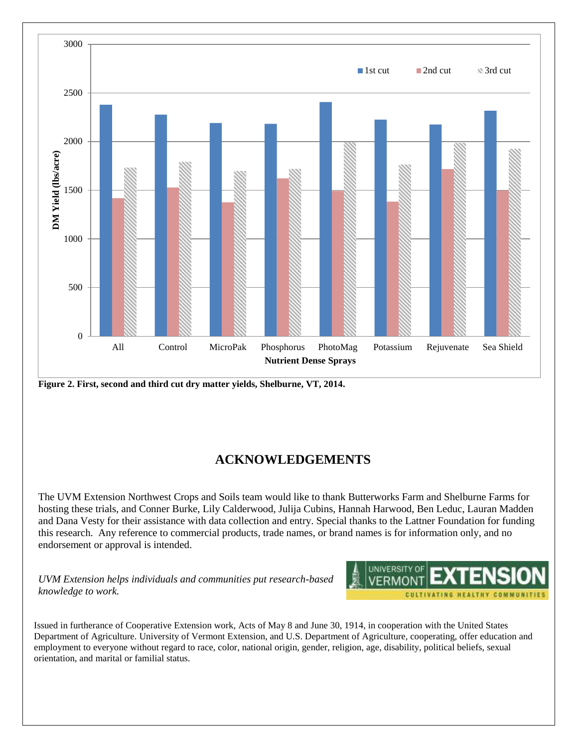3000
2500
2000
1500
1000
500
0

DM Yield (lbs/acre)

1st cut
2nd cut
3rd cut

All
Control
MicroPak
Phosphorus
PhotoMag
Potassium
Rejuvenate
Sea Shield

Nutrient Dense Sprays

**Figure 2. First, second and third cut dry matter yields, Shelburne, VT, 2014.**

## ACKNOWLEDGEMENTS

The UVM Extension Northwest Crops and Soils team would like to thank Butterworks Farm and Shelburne Farms for hosting these trials, and Conner Burke, Lily Calderwood, Julija Cubins, Hannah Harwood, Ben Leduc, Lauran Madden and Dana Vesty for their assistance with data collection and entry. Special thanks to the Lattner Foundation for funding this research. Any reference to commercial products, trade names, or brand names is for information only, and no endorsement or approval is intended.

*UVM Extension helps individuals and communities put research-based knowledge to work.*

UNIVERSITY OF VERMONT EXTENSION
CULTIVATING HEALTHY COMMUNITIES

Issued in furtherance of Cooperative Extension work, Acts of May 8 and June 30, 1914, in cooperation with the United States Department of Agriculture. University of Vermont Extension, and U.S. Department of Agriculture, cooperating, offer education and employment to everyone without regard to race, color, national origin, gender, religion, age, disability, political beliefs, sexual orientation, and marital or familial status.